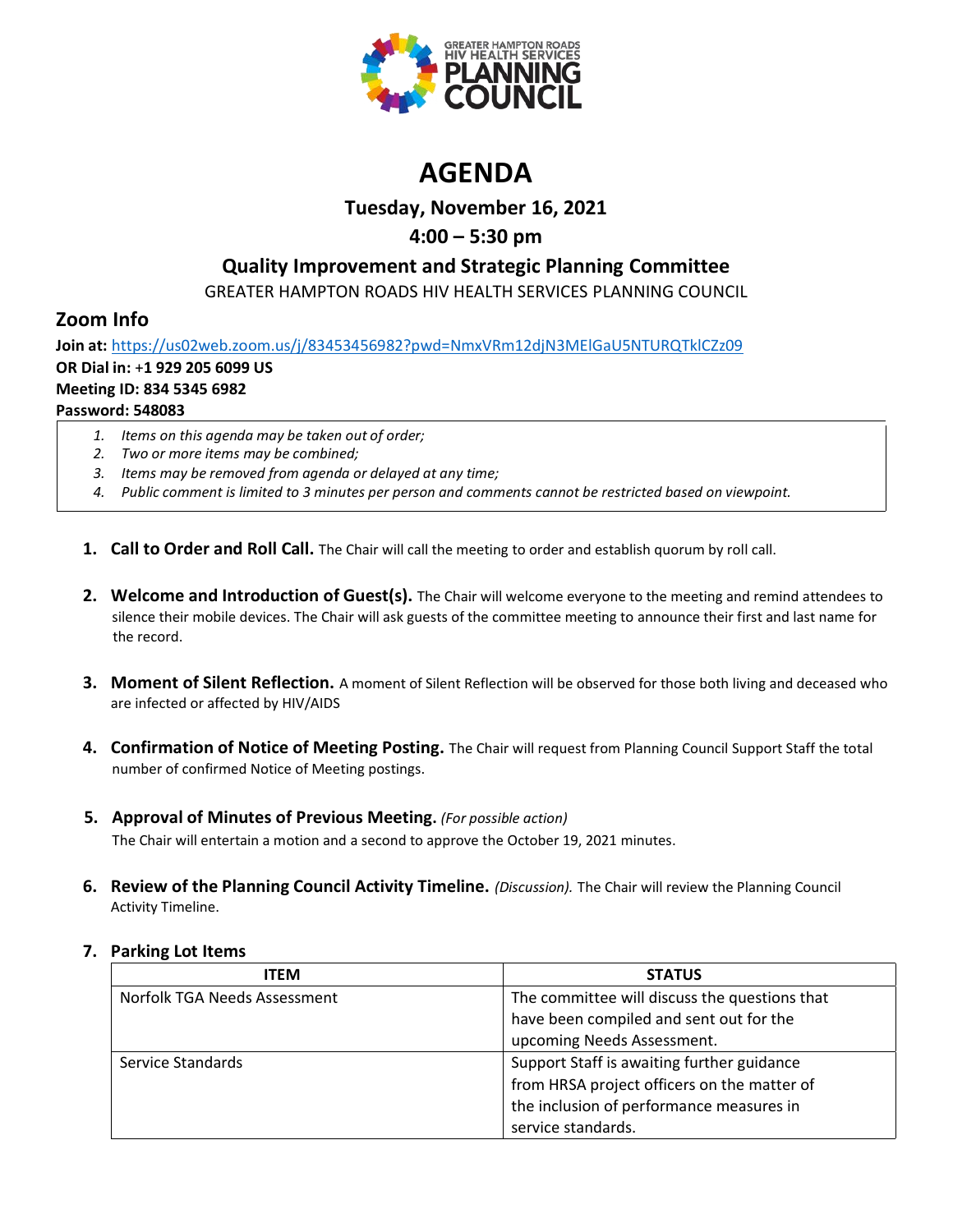# AGENDA

## Tuesday, November 16, 2021

## 4:00 – 5:30 pm

## Quality Improvement and Strategic Planning Committee

GREATER HAMPTON ROADS HIV HEALTH SERVICES PLANNING COUNCIL

## Zoom Info

**Join at:** https://us02web.zoom.us/j/83453456982?pwd=NmxVRm12djN3MElGaU5NTURQTklCZz09
**OR Dial in:** +**1 929 205 6099 US**
**Meeting ID: 834 5345 6982**
**Password: 548083**

1. *Items on this agenda may be taken out of order;*
2. *Two or more items may be combined;*
3. *Items may be removed from agenda or delayed at any time;*
4. *Public comment is limited to 3 minutes per person and comments cannot be restricted based on viewpoint.*

1. **Call to Order and Roll Call.** The Chair will call the meeting to order and establish quorum by roll call.

2. **Welcome and Introduction of Guest(s).** The Chair will welcome everyone to the meeting and remind attendees to silence their mobile devices. The Chair will ask guests of the committee meeting to announce their first and last name for the record.

3. **Moment of Silent Reflection.** A moment of Silent Reflection will be observed for those both living and deceased who are infected or affected by HIV/AIDS

4. **Confirmation of Notice of Meeting Posting.** The Chair will request from Planning Council Support Staff the total number of confirmed Notice of Meeting postings.

5. **Approval of Minutes of Previous Meeting.** *(For possible action)*
   The Chair will entertain a motion and a second to approve the October 19, 2021 minutes.

6. **Review of the Planning Council Activity Timeline.** *(Discussion).* The Chair will review the Planning Council Activity Timeline.

7. **Parking Lot Items**

| ITEM | STATUS |
|---|---|
| Norfolk TGA Needs Assessment | The committee will discuss the questions that have been compiled and sent out for the upcoming Needs Assessment. |
| Service Standards | Support Staff is awaiting further guidance from HRSA project officers on the matter of the inclusion of performance measures in service standards. |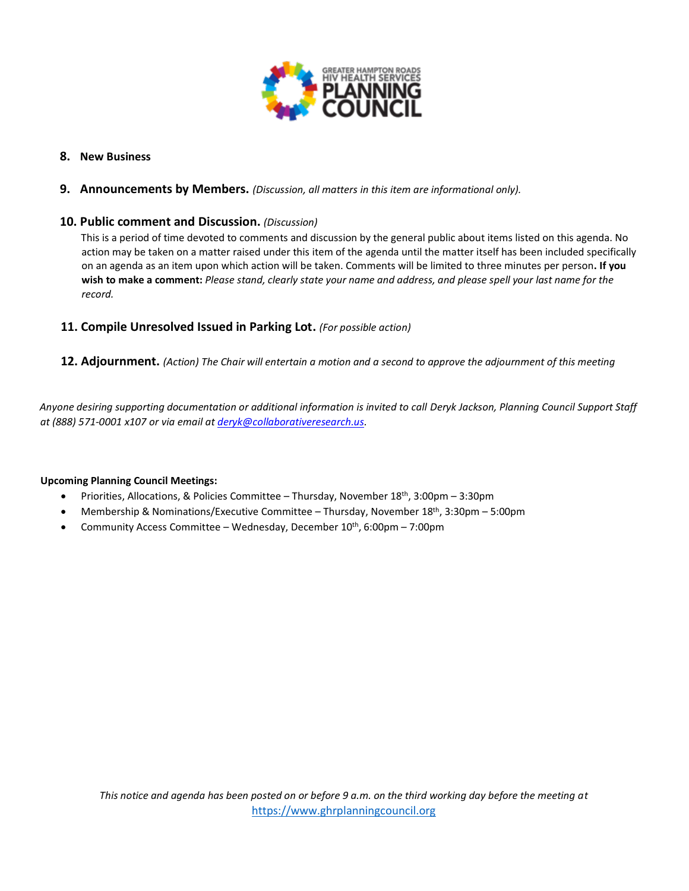8. **New Business**

9. **Announcements by Members.** *(Discussion, all matters in this item are informational only).*

10. **Public comment and Discussion.** *(Discussion)*
    This is a period of time devoted to comments and discussion by the general public about items listed on this agenda. No action may be taken on a matter raised under this item of the agenda until the matter itself has been included specifically on an agenda as an item upon which action will be taken. Comments will be limited to three minutes per person**. If you wish to make a comment:** *Please stand, clearly state your name and address, and please spell your last name for the record.*

11. **Compile Unresolved Issued in Parking Lot.** *(For possible action)*

12. **Adjournment.** *(Action) The Chair will entertain a motion and a second to approve the adjournment of this meeting*

*Anyone desiring supporting documentation or additional information is invited to call Deryk Jackson, Planning Council Support Staff at (888) 571-0001 x107 or via email at deryk@collaborativeresearch.us.*

**Upcoming Planning Council Meetings:**

- Priorities, Allocations, & Policies Committee – Thursday, November 18th, 3:00pm – 3:30pm
- Membership & Nominations/Executive Committee – Thursday, November 18th, 3:30pm – 5:00pm
- Community Access Committee – Wednesday, December 10th, 6:00pm – 7:00pm

*This notice and agenda has been posted on or before 9 a.m. on the third working day before the meeting at* https://www.ghrplanningcouncil.org